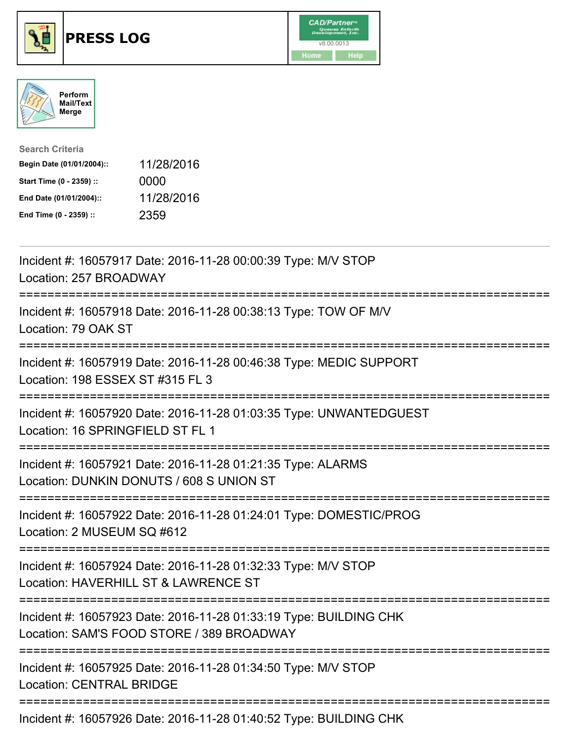# PRESS LOG

CAD/Partner™ Queues Enforth Development, Inc.
v8.00.0013
Home Help

Perform Mail/Text Merge

**Search Criteria**

| | |
|---|---|
| **Begin Date (01/01/2004)::** | 11/28/2016 |
| **Start Time (0 - 2359) ::** | 0000 |
| **End Date (01/01/2004)::** | 11/28/2016 |
| **End Time (0 - 2359) ::** | 2359 |

---

Incident #: 16057917 Date: 2016-11-28 00:00:39 Type: M/V STOP
Location: 257 BROADWAY

===========================================================================

Incident #: 16057918 Date: 2016-11-28 00:38:13 Type: TOW OF M/V
Location: 79 OAK ST

===========================================================================

Incident #: 16057919 Date: 2016-11-28 00:46:38 Type: MEDIC SUPPORT
Location: 198 ESSEX ST #315 FL 3

===========================================================================

Incident #: 16057920 Date: 2016-11-28 01:03:35 Type: UNWANTEDGUEST
Location: 16 SPRINGFIELD ST FL 1

===========================================================================

Incident #: 16057921 Date: 2016-11-28 01:21:35 Type: ALARMS
Location: DUNKIN DONUTS / 608 S UNION ST

===========================================================================

Incident #: 16057922 Date: 2016-11-28 01:24:01 Type: DOMESTIC/PROG
Location: 2 MUSEUM SQ #612

===========================================================================

Incident #: 16057924 Date: 2016-11-28 01:32:33 Type: M/V STOP
Location: HAVERHILL ST & LAWRENCE ST

===========================================================================

Incident #: 16057923 Date: 2016-11-28 01:33:19 Type: BUILDING CHK
Location: SAM'S FOOD STORE / 389 BROADWAY

===========================================================================

Incident #: 16057925 Date: 2016-11-28 01:34:50 Type: M/V STOP
Location: CENTRAL BRIDGE

===========================================================================

Incident #: 16057926 Date: 2016-11-28 01:40:52 Type: BUILDING CHK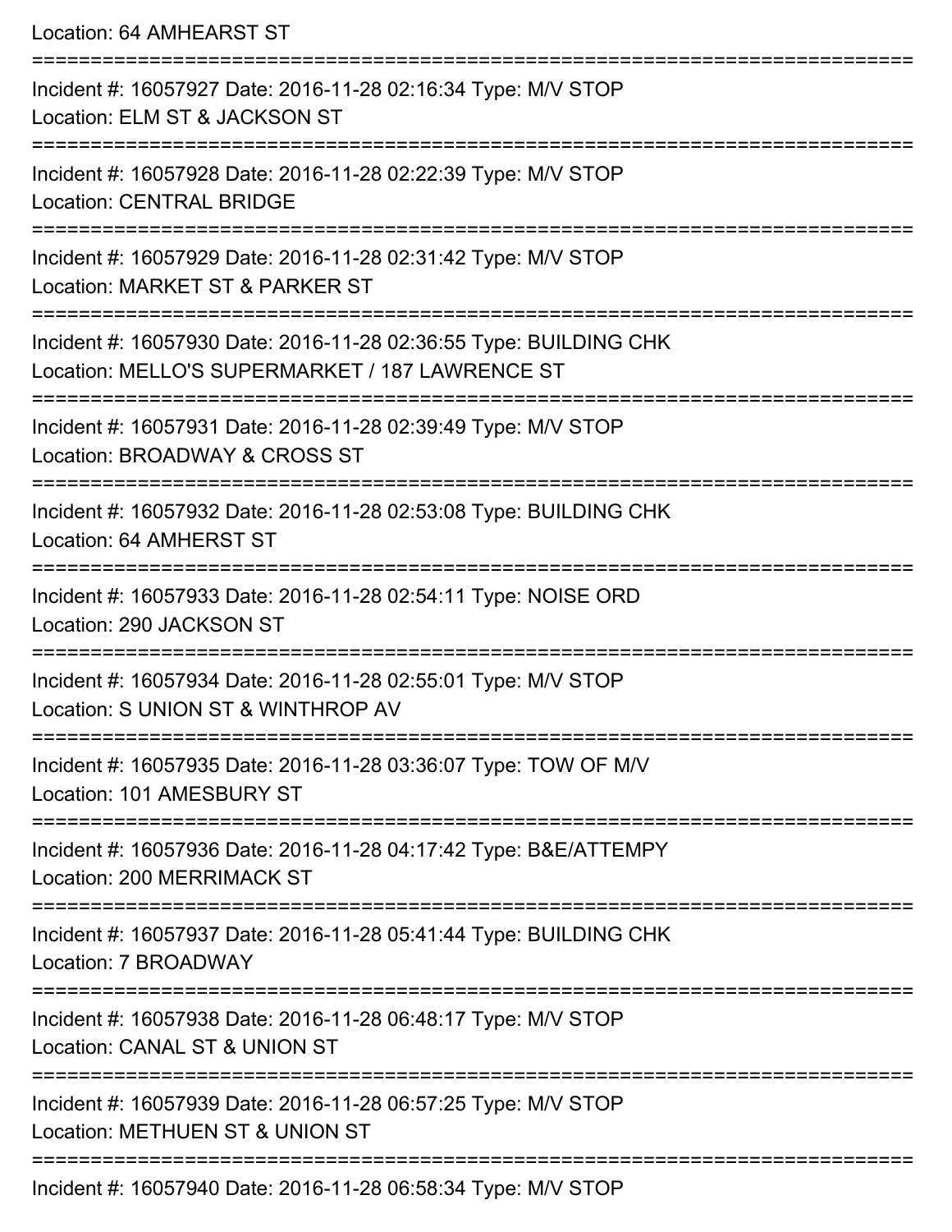Location: 64 AMHEARST ST

===========================================================================

Incident #: 16057927 Date: 2016-11-28 02:16:34 Type: M/V STOP
Location: ELM ST & JACKSON ST

===========================================================================

Incident #: 16057928 Date: 2016-11-28 02:22:39 Type: M/V STOP
Location: CENTRAL BRIDGE

===========================================================================

Incident #: 16057929 Date: 2016-11-28 02:31:42 Type: M/V STOP
Location: MARKET ST & PARKER ST

===========================================================================

Incident #: 16057930 Date: 2016-11-28 02:36:55 Type: BUILDING CHK
Location: MELLO'S SUPERMARKET / 187 LAWRENCE ST

===========================================================================

Incident #: 16057931 Date: 2016-11-28 02:39:49 Type: M/V STOP
Location: BROADWAY & CROSS ST

===========================================================================

Incident #: 16057932 Date: 2016-11-28 02:53:08 Type: BUILDING CHK
Location: 64 AMHERST ST

===========================================================================

Incident #: 16057933 Date: 2016-11-28 02:54:11 Type: NOISE ORD
Location: 290 JACKSON ST

===========================================================================

Incident #: 16057934 Date: 2016-11-28 02:55:01 Type: M/V STOP
Location: S UNION ST & WINTHROP AV

===========================================================================

Incident #: 16057935 Date: 2016-11-28 03:36:07 Type: TOW OF M/V
Location: 101 AMESBURY ST

===========================================================================

Incident #: 16057936 Date: 2016-11-28 04:17:42 Type: B&E/ATTEMPY
Location: 200 MERRIMACK ST

===========================================================================

Incident #: 16057937 Date: 2016-11-28 05:41:44 Type: BUILDING CHK
Location: 7 BROADWAY

===========================================================================

Incident #: 16057938 Date: 2016-11-28 06:48:17 Type: M/V STOP
Location: CANAL ST & UNION ST

===========================================================================

Incident #: 16057939 Date: 2016-11-28 06:57:25 Type: M/V STOP
Location: METHUEN ST & UNION ST

===========================================================================

Incident #: 16057940 Date: 2016-11-28 06:58:34 Type: M/V STOP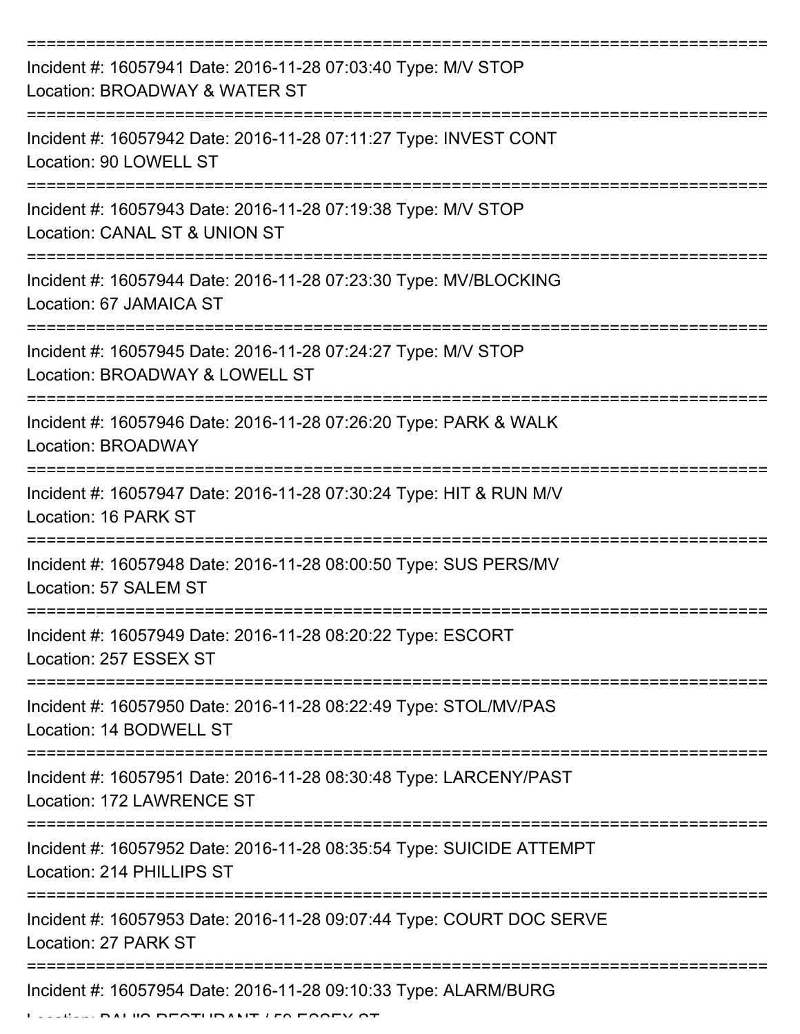===========================================================================

Incident #: 16057941 Date: 2016-11-28 07:03:40 Type: M/V STOP
Location: BROADWAY & WATER ST

===========================================================================

Incident #: 16057942 Date: 2016-11-28 07:11:27 Type: INVEST CONT
Location: 90 LOWELL ST

===========================================================================

Incident #: 16057943 Date: 2016-11-28 07:19:38 Type: M/V STOP
Location: CANAL ST & UNION ST

===========================================================================

Incident #: 16057944 Date: 2016-11-28 07:23:30 Type: MV/BLOCKING
Location: 67 JAMAICA ST

===========================================================================

Incident #: 16057945 Date: 2016-11-28 07:24:27 Type: M/V STOP
Location: BROADWAY & LOWELL ST

===========================================================================

Incident #: 16057946 Date: 2016-11-28 07:26:20 Type: PARK & WALK
Location: BROADWAY

===========================================================================

Incident #: 16057947 Date: 2016-11-28 07:30:24 Type: HIT & RUN M/V
Location: 16 PARK ST

===========================================================================

Incident #: 16057948 Date: 2016-11-28 08:00:50 Type: SUS PERS/MV
Location: 57 SALEM ST

===========================================================================

Incident #: 16057949 Date: 2016-11-28 08:20:22 Type: ESCORT
Location: 257 ESSEX ST

===========================================================================

Incident #: 16057950 Date: 2016-11-28 08:22:49 Type: STOL/MV/PAS
Location: 14 BODWELL ST

===========================================================================

Incident #: 16057951 Date: 2016-11-28 08:30:48 Type: LARCENY/PAST
Location: 172 LAWRENCE ST

===========================================================================

Incident #: 16057952 Date: 2016-11-28 08:35:54 Type: SUICIDE ATTEMPT
Location: 214 PHILLIPS ST

===========================================================================

Incident #: 16057953 Date: 2016-11-28 09:07:44 Type: COURT DOC SERVE
Location: 27 PARK ST

===========================================================================

Incident #: 16057954 Date: 2016-11-28 09:10:33 Type: ALARM/BURG
Location: RAUIS RESTURANT / 50 ESSEX ST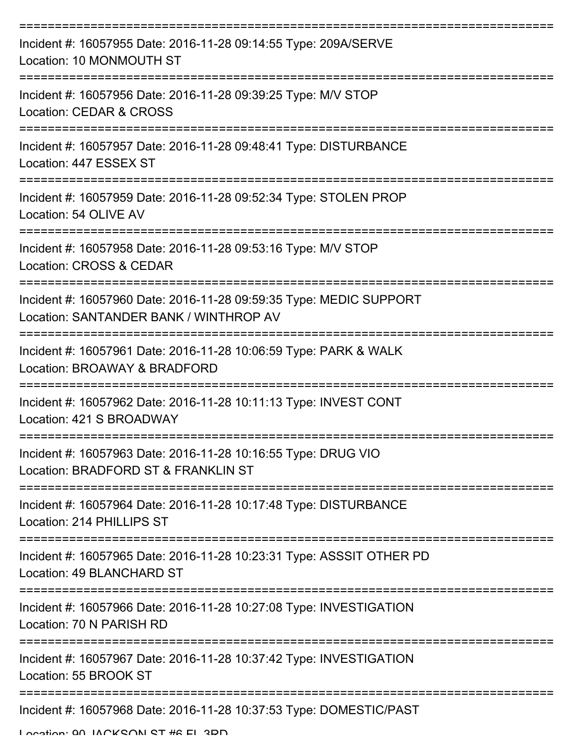===========================================================================
Incident #: 16057955 Date: 2016-11-28 09:14:55 Type: 209A/SERVE
Location: 10 MONMOUTH ST
===========================================================================
Incident #: 16057956 Date: 2016-11-28 09:39:25 Type: M/V STOP
Location: CEDAR & CROSS
===========================================================================
Incident #: 16057957 Date: 2016-11-28 09:48:41 Type: DISTURBANCE
Location: 447 ESSEX ST
===========================================================================
Incident #: 16057959 Date: 2016-11-28 09:52:34 Type: STOLEN PROP
Location: 54 OLIVE AV
===========================================================================
Incident #: 16057958 Date: 2016-11-28 09:53:16 Type: M/V STOP
Location: CROSS & CEDAR
===========================================================================
Incident #: 16057960 Date: 2016-11-28 09:59:35 Type: MEDIC SUPPORT
Location: SANTANDER BANK / WINTHROP AV
===========================================================================
Incident #: 16057961 Date: 2016-11-28 10:06:59 Type: PARK & WALK
Location: BROAWAY & BRADFORD
===========================================================================
Incident #: 16057962 Date: 2016-11-28 10:11:13 Type: INVEST CONT
Location: 421 S BROADWAY
===========================================================================
Incident #: 16057963 Date: 2016-11-28 10:16:55 Type: DRUG VIO
Location: BRADFORD ST & FRANKLIN ST
===========================================================================
Incident #: 16057964 Date: 2016-11-28 10:17:48 Type: DISTURBANCE
Location: 214 PHILLIPS ST
===========================================================================
Incident #: 16057965 Date: 2016-11-28 10:23:31 Type: ASSSIT OTHER PD
Location: 49 BLANCHARD ST
===========================================================================
Incident #: 16057966 Date: 2016-11-28 10:27:08 Type: INVESTIGATION
Location: 70 N PARISH RD
===========================================================================
Incident #: 16057967 Date: 2016-11-28 10:37:42 Type: INVESTIGATION
Location: 55 BROOK ST
===========================================================================
Incident #: 16057968 Date: 2016-11-28 10:37:53 Type: DOMESTIC/PAST
Location: 90 JACKSON ST #6 FL 3RD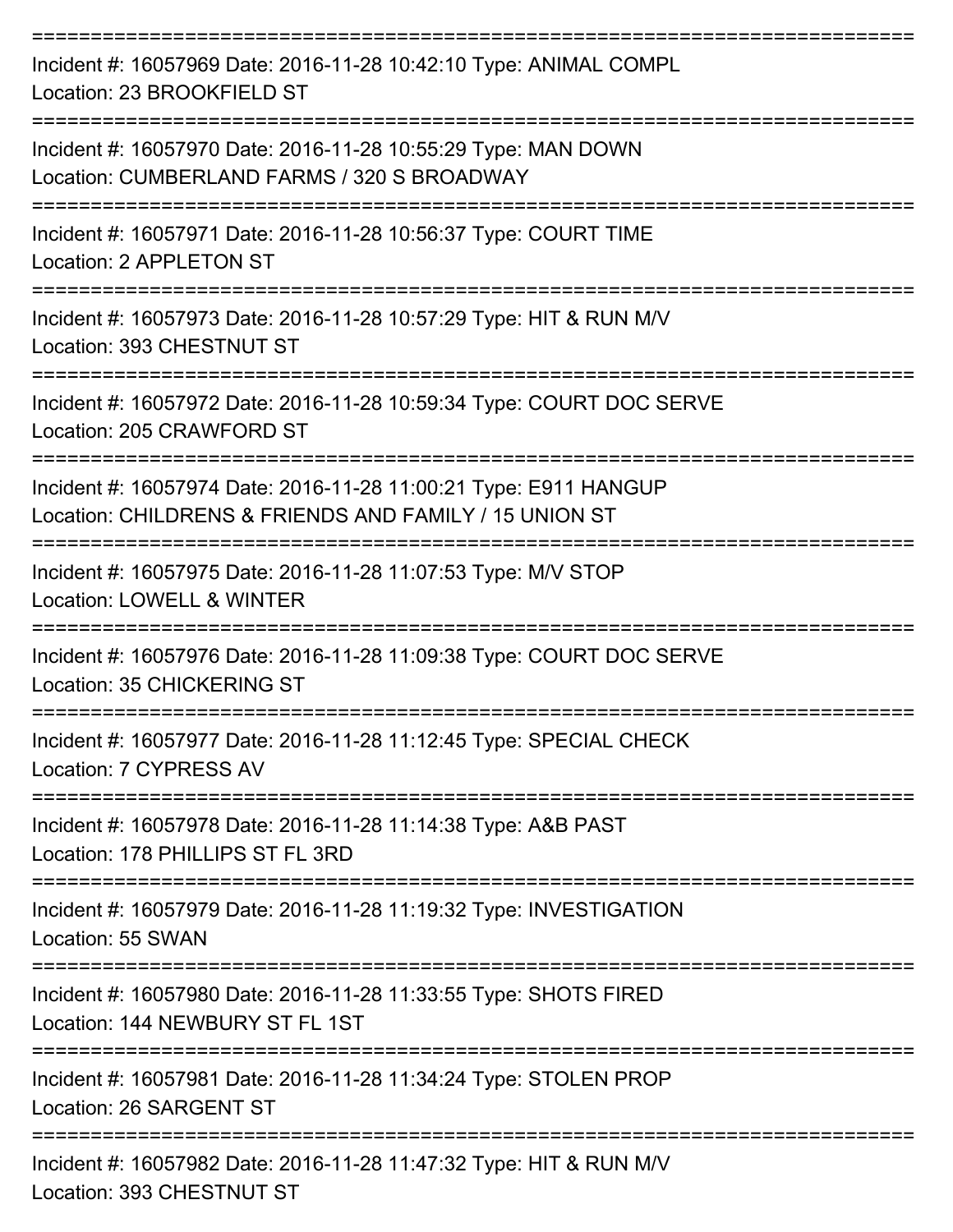Incident #: 16057969 Date: 2016-11-28 10:42:10 Type: ANIMAL COMPL
Location: 23 BROOKFIELD ST

---

Incident #: 16057970 Date: 2016-11-28 10:55:29 Type: MAN DOWN
Location: CUMBERLAND FARMS / 320 S BROADWAY

---

Incident #: 16057971 Date: 2016-11-28 10:56:37 Type: COURT TIME
Location: 2 APPLETON ST

---

Incident #: 16057973 Date: 2016-11-28 10:57:29 Type: HIT & RUN M/V
Location: 393 CHESTNUT ST

---

Incident #: 16057972 Date: 2016-11-28 10:59:34 Type: COURT DOC SERVE
Location: 205 CRAWFORD ST

---

Incident #: 16057974 Date: 2016-11-28 11:00:21 Type: E911 HANGUP
Location: CHILDRENS & FRIENDS AND FAMILY / 15 UNION ST

---

Incident #: 16057975 Date: 2016-11-28 11:07:53 Type: M/V STOP
Location: LOWELL & WINTER

---

Incident #: 16057976 Date: 2016-11-28 11:09:38 Type: COURT DOC SERVE
Location: 35 CHICKERING ST

---

Incident #: 16057977 Date: 2016-11-28 11:12:45 Type: SPECIAL CHECK
Location: 7 CYPRESS AV

---

Incident #: 16057978 Date: 2016-11-28 11:14:38 Type: A&B PAST
Location: 178 PHILLIPS ST FL 3RD

---

Incident #: 16057979 Date: 2016-11-28 11:19:32 Type: INVESTIGATION
Location: 55 SWAN

---

Incident #: 16057980 Date: 2016-11-28 11:33:55 Type: SHOTS FIRED
Location: 144 NEWBURY ST FL 1ST

---

Incident #: 16057981 Date: 2016-11-28 11:34:24 Type: STOLEN PROP
Location: 26 SARGENT ST

---

Incident #: 16057982 Date: 2016-11-28 11:47:32 Type: HIT & RUN M/V
Location: 393 CHESTNUT ST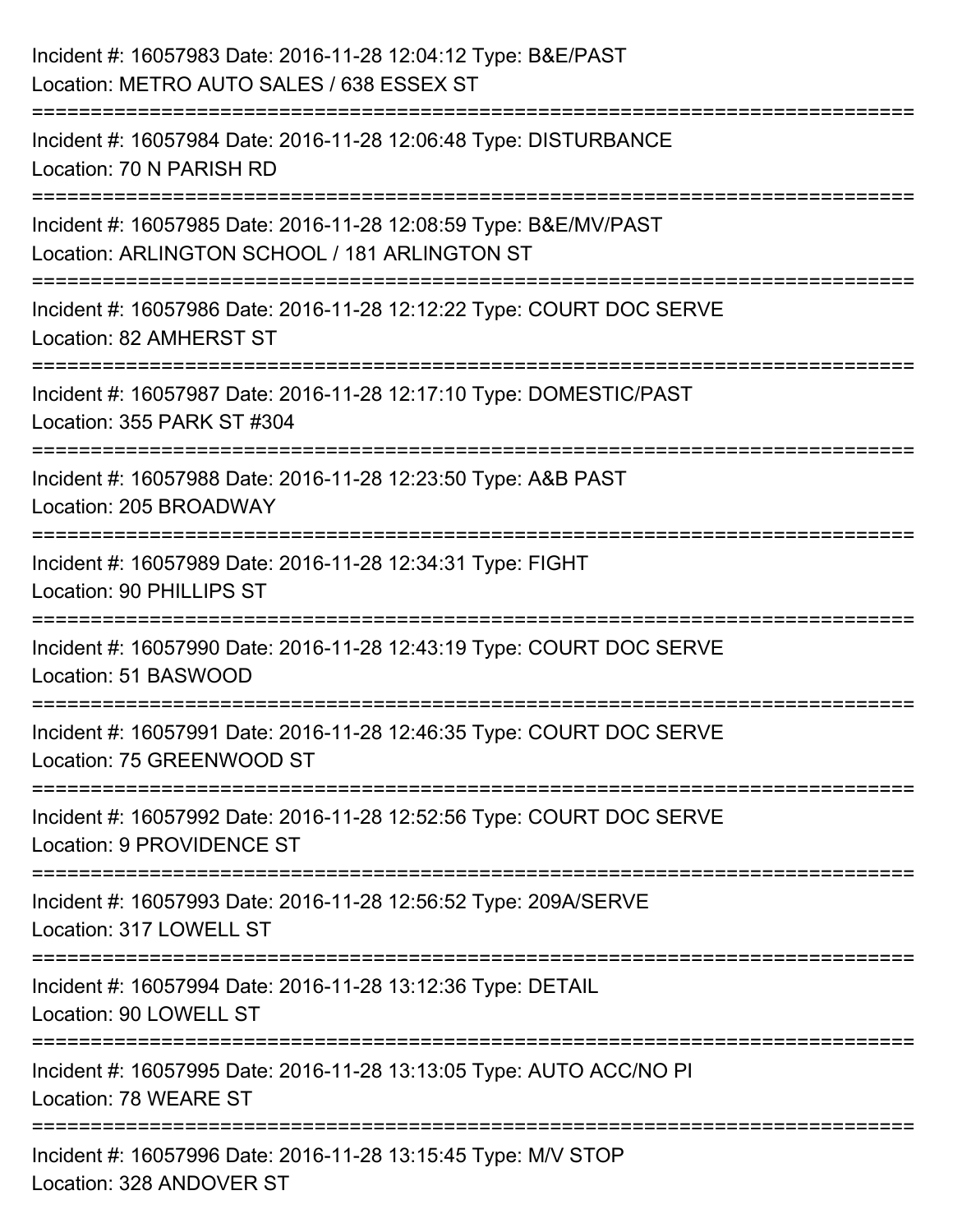Incident #: 16057983 Date: 2016-11-28 12:04:12 Type: B&E/PAST
Location: METRO AUTO SALES / 638 ESSEX ST

===========================================================================

Incident #: 16057984 Date: 2016-11-28 12:06:48 Type: DISTURBANCE
Location: 70 N PARISH RD

===========================================================================

Incident #: 16057985 Date: 2016-11-28 12:08:59 Type: B&E/MV/PAST
Location: ARLINGTON SCHOOL / 181 ARLINGTON ST

===========================================================================

Incident #: 16057986 Date: 2016-11-28 12:12:22 Type: COURT DOC SERVE
Location: 82 AMHERST ST

===========================================================================

Incident #: 16057987 Date: 2016-11-28 12:17:10 Type: DOMESTIC/PAST
Location: 355 PARK ST #304

===========================================================================

Incident #: 16057988 Date: 2016-11-28 12:23:50 Type: A&B PAST
Location: 205 BROADWAY

===========================================================================

Incident #: 16057989 Date: 2016-11-28 12:34:31 Type: FIGHT
Location: 90 PHILLIPS ST

===========================================================================

Incident #: 16057990 Date: 2016-11-28 12:43:19 Type: COURT DOC SERVE
Location: 51 BASWOOD

===========================================================================

Incident #: 16057991 Date: 2016-11-28 12:46:35 Type: COURT DOC SERVE
Location: 75 GREENWOOD ST

===========================================================================

Incident #: 16057992 Date: 2016-11-28 12:52:56 Type: COURT DOC SERVE
Location: 9 PROVIDENCE ST

===========================================================================

Incident #: 16057993 Date: 2016-11-28 12:56:52 Type: 209A/SERVE
Location: 317 LOWELL ST

===========================================================================

Incident #: 16057994 Date: 2016-11-28 13:12:36 Type: DETAIL
Location: 90 LOWELL ST

===========================================================================

Incident #: 16057995 Date: 2016-11-28 13:13:05 Type: AUTO ACC/NO PI
Location: 78 WEARE ST

===========================================================================

Incident #: 16057996 Date: 2016-11-28 13:15:45 Type: M/V STOP
Location: 328 ANDOVER ST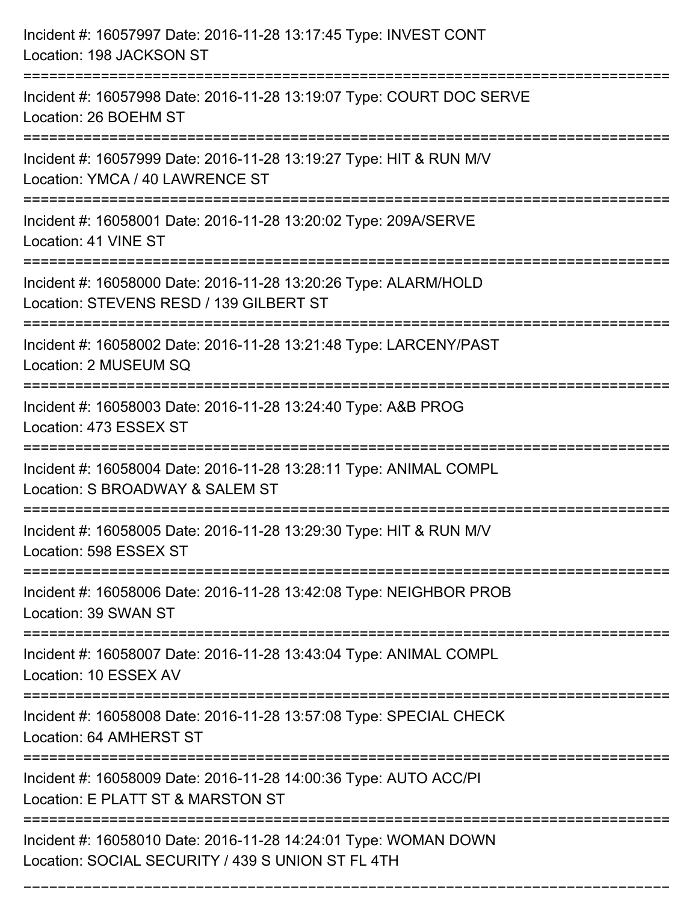Incident #: 16057997 Date: 2016-11-28 13:17:45 Type: INVEST CONT
Location: 198 JACKSON ST

===========================================================================

Incident #: 16057998 Date: 2016-11-28 13:19:07 Type: COURT DOC SERVE
Location: 26 BOEHM ST

===========================================================================

Incident #: 16057999 Date: 2016-11-28 13:19:27 Type: HIT & RUN M/V
Location: YMCA / 40 LAWRENCE ST

===========================================================================

Incident #: 16058001 Date: 2016-11-28 13:20:02 Type: 209A/SERVE
Location: 41 VINE ST

===========================================================================

Incident #: 16058000 Date: 2016-11-28 13:20:26 Type: ALARM/HOLD
Location: STEVENS RESD / 139 GILBERT ST

===========================================================================

Incident #: 16058002 Date: 2016-11-28 13:21:48 Type: LARCENY/PAST
Location: 2 MUSEUM SQ

===========================================================================

Incident #: 16058003 Date: 2016-11-28 13:24:40 Type: A&B PROG
Location: 473 ESSEX ST

===========================================================================

Incident #: 16058004 Date: 2016-11-28 13:28:11 Type: ANIMAL COMPL
Location: S BROADWAY & SALEM ST

===========================================================================

Incident #: 16058005 Date: 2016-11-28 13:29:30 Type: HIT & RUN M/V
Location: 598 ESSEX ST

===========================================================================

Incident #: 16058006 Date: 2016-11-28 13:42:08 Type: NEIGHBOR PROB
Location: 39 SWAN ST

===========================================================================

Incident #: 16058007 Date: 2016-11-28 13:43:04 Type: ANIMAL COMPL
Location: 10 ESSEX AV

===========================================================================

Incident #: 16058008 Date: 2016-11-28 13:57:08 Type: SPECIAL CHECK
Location: 64 AMHERST ST

===========================================================================

Incident #: 16058009 Date: 2016-11-28 14:00:36 Type: AUTO ACC/PI
Location: E PLATT ST & MARSTON ST

===========================================================================

Incident #: 16058010 Date: 2016-11-28 14:24:01 Type: WOMAN DOWN
Location: SOCIAL SECURITY / 439 S UNION ST FL 4TH

===========================================================================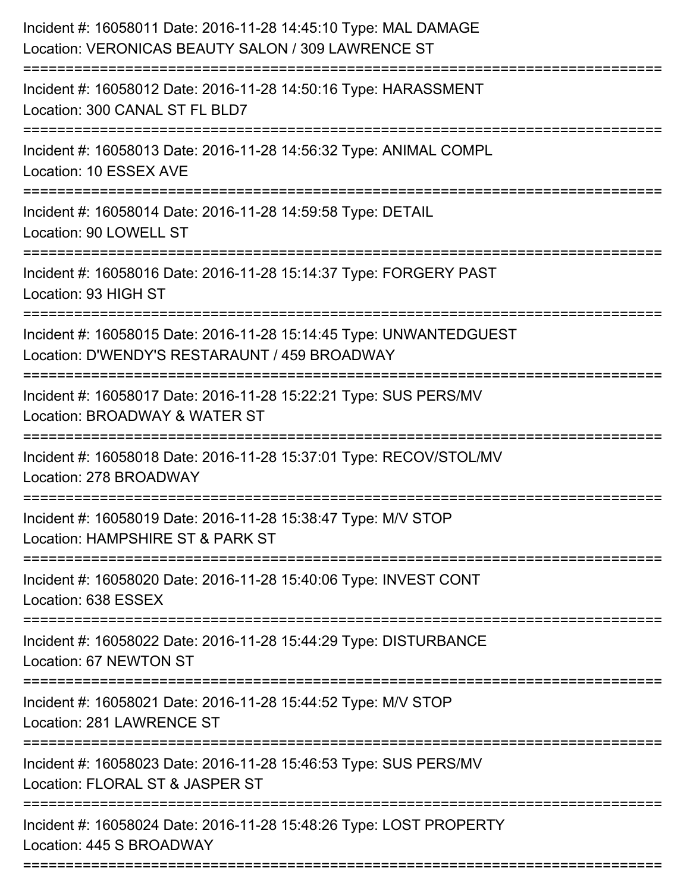Incident #: 16058011 Date: 2016-11-28 14:45:10 Type: MAL DAMAGE
Location: VERONICAS BEAUTY SALON / 309 LAWRENCE ST

===========================================================================

Incident #: 16058012 Date: 2016-11-28 14:50:16 Type: HARASSMENT
Location: 300 CANAL ST FL BLD7

===========================================================================

Incident #: 16058013 Date: 2016-11-28 14:56:32 Type: ANIMAL COMPL
Location: 10 ESSEX AVE

===========================================================================

Incident #: 16058014 Date: 2016-11-28 14:59:58 Type: DETAIL
Location: 90 LOWELL ST

===========================================================================

Incident #: 16058016 Date: 2016-11-28 15:14:37 Type: FORGERY PAST
Location: 93 HIGH ST

===========================================================================

Incident #: 16058015 Date: 2016-11-28 15:14:45 Type: UNWANTEDGUEST
Location: D'WENDY'S RESTARAUNT / 459 BROADWAY

===========================================================================

Incident #: 16058017 Date: 2016-11-28 15:22:21 Type: SUS PERS/MV
Location: BROADWAY & WATER ST

===========================================================================

Incident #: 16058018 Date: 2016-11-28 15:37:01 Type: RECOV/STOL/MV
Location: 278 BROADWAY

===========================================================================

Incident #: 16058019 Date: 2016-11-28 15:38:47 Type: M/V STOP
Location: HAMPSHIRE ST & PARK ST

===========================================================================

Incident #: 16058020 Date: 2016-11-28 15:40:06 Type: INVEST CONT
Location: 638 ESSEX

===========================================================================

Incident #: 16058022 Date: 2016-11-28 15:44:29 Type: DISTURBANCE
Location: 67 NEWTON ST

===========================================================================

Incident #: 16058021 Date: 2016-11-28 15:44:52 Type: M/V STOP
Location: 281 LAWRENCE ST

===========================================================================

Incident #: 16058023 Date: 2016-11-28 15:46:53 Type: SUS PERS/MV
Location: FLORAL ST & JASPER ST

===========================================================================

Incident #: 16058024 Date: 2016-11-28 15:48:26 Type: LOST PROPERTY
Location: 445 S BROADWAY

===========================================================================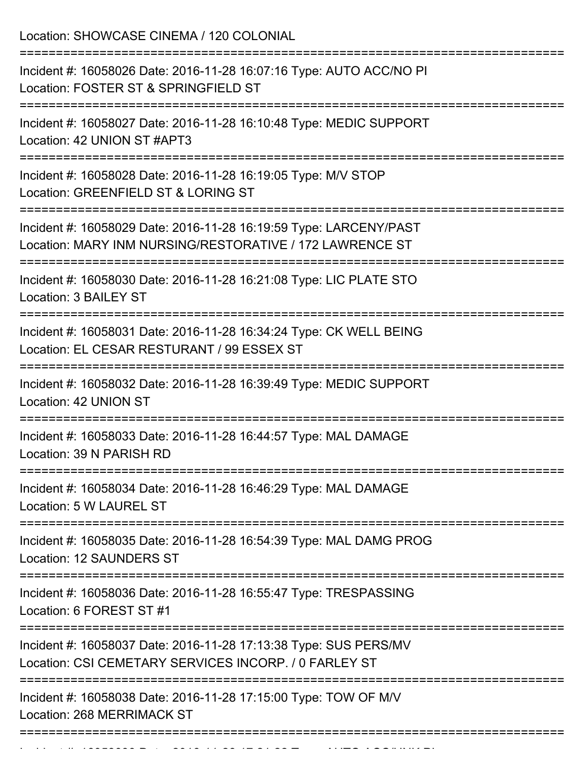Location: SHOWCASE CINEMA / 120 COLONIAL

===========================================================================

Incident #: 16058026 Date: 2016-11-28 16:07:16 Type: AUTO ACC/NO PI
Location: FOSTER ST & SPRINGFIELD ST

===========================================================================

Incident #: 16058027 Date: 2016-11-28 16:10:48 Type: MEDIC SUPPORT
Location: 42 UNION ST #APT3

===========================================================================

Incident #: 16058028 Date: 2016-11-28 16:19:05 Type: M/V STOP
Location: GREENFIELD ST & LORING ST

===========================================================================

Incident #: 16058029 Date: 2016-11-28 16:19:59 Type: LARCENY/PAST
Location: MARY INM NURSING/RESTORATIVE / 172 LAWRENCE ST

===========================================================================

Incident #: 16058030 Date: 2016-11-28 16:21:08 Type: LIC PLATE STO
Location: 3 BAILEY ST

===========================================================================

Incident #: 16058031 Date: 2016-11-28 16:34:24 Type: CK WELL BEING
Location: EL CESAR RESTURANT / 99 ESSEX ST

===========================================================================

Incident #: 16058032 Date: 2016-11-28 16:39:49 Type: MEDIC SUPPORT
Location: 42 UNION ST

===========================================================================

Incident #: 16058033 Date: 2016-11-28 16:44:57 Type: MAL DAMAGE
Location: 39 N PARISH RD

===========================================================================

Incident #: 16058034 Date: 2016-11-28 16:46:29 Type: MAL DAMAGE
Location: 5 W LAUREL ST

===========================================================================

Incident #: 16058035 Date: 2016-11-28 16:54:39 Type: MAL DAMG PROG
Location: 12 SAUNDERS ST

===========================================================================

Incident #: 16058036 Date: 2016-11-28 16:55:47 Type: TRESPASSING
Location: 6 FOREST ST #1

===========================================================================

Incident #: 16058037 Date: 2016-11-28 17:13:38 Type: SUS PERS/MV
Location: CSI CEMETARY SERVICES INCORP. / 0 FARLEY ST

===========================================================================

Incident #: 16058038 Date: 2016-11-28 17:15:00 Type: TOW OF M/V
Location: 268 MERRIMACK ST

===========================================================================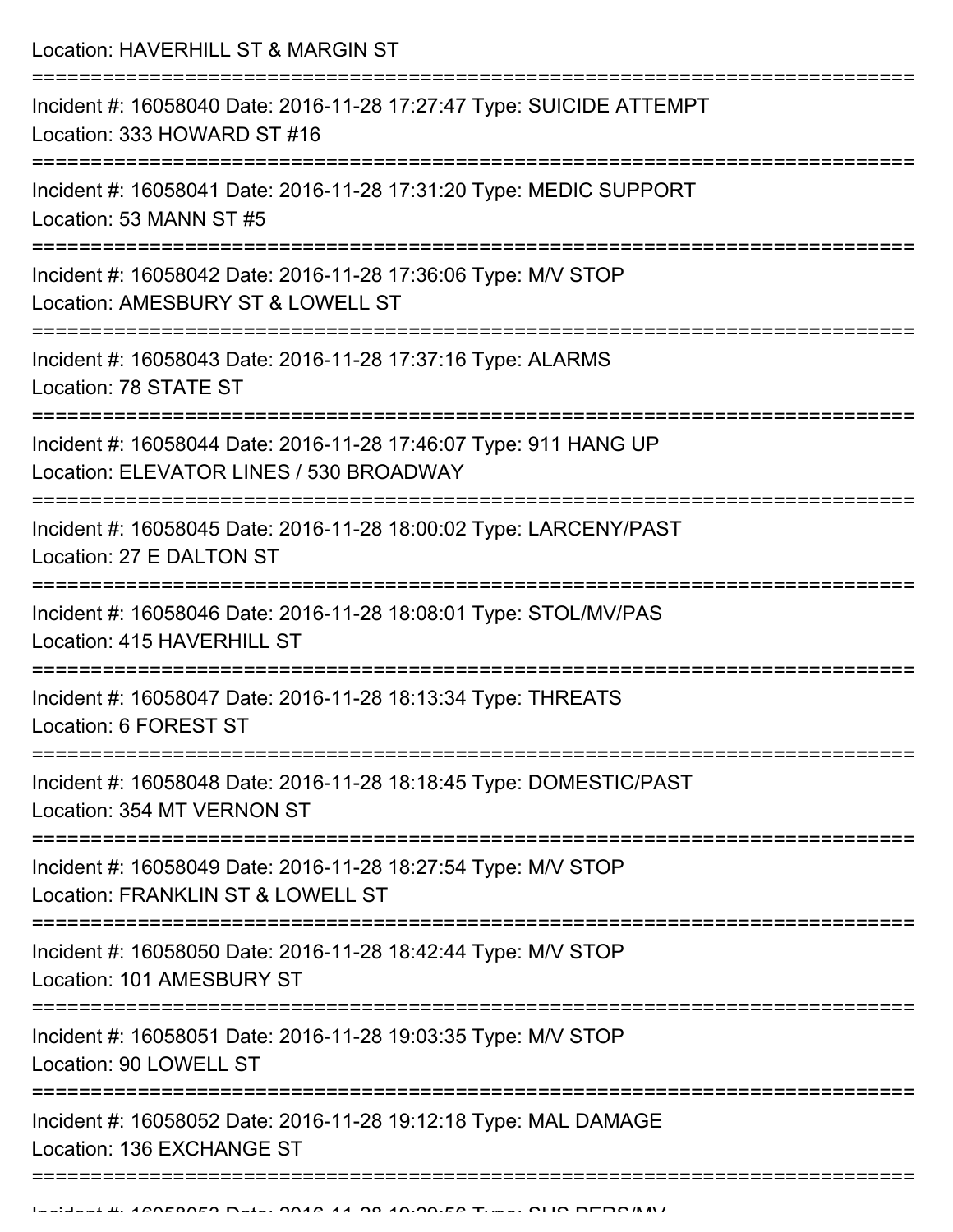Location: HAVERHILL ST & MARGIN ST

===========================================================================

Incident #: 16058040 Date: 2016-11-28 17:27:47 Type: SUICIDE ATTEMPT
Location: 333 HOWARD ST #16

===========================================================================

Incident #: 16058041 Date: 2016-11-28 17:31:20 Type: MEDIC SUPPORT
Location: 53 MANN ST #5

===========================================================================

Incident #: 16058042 Date: 2016-11-28 17:36:06 Type: M/V STOP
Location: AMESBURY ST & LOWELL ST

===========================================================================

Incident #: 16058043 Date: 2016-11-28 17:37:16 Type: ALARMS
Location: 78 STATE ST

===========================================================================

Incident #: 16058044 Date: 2016-11-28 17:46:07 Type: 911 HANG UP
Location: ELEVATOR LINES / 530 BROADWAY

===========================================================================

Incident #: 16058045 Date: 2016-11-28 18:00:02 Type: LARCENY/PAST
Location: 27 E DALTON ST

===========================================================================

Incident #: 16058046 Date: 2016-11-28 18:08:01 Type: STOL/MV/PAS
Location: 415 HAVERHILL ST

===========================================================================

Incident #: 16058047 Date: 2016-11-28 18:13:34 Type: THREATS
Location: 6 FOREST ST

===========================================================================

Incident #: 16058048 Date: 2016-11-28 18:18:45 Type: DOMESTIC/PAST
Location: 354 MT VERNON ST

===========================================================================

Incident #: 16058049 Date: 2016-11-28 18:27:54 Type: M/V STOP
Location: FRANKLIN ST & LOWELL ST

===========================================================================

Incident #: 16058050 Date: 2016-11-28 18:42:44 Type: M/V STOP
Location: 101 AMESBURY ST

===========================================================================

Incident #: 16058051 Date: 2016-11-28 19:03:35 Type: M/V STOP
Location: 90 LOWELL ST

===========================================================================

Incident #: 16058052 Date: 2016-11-28 19:12:18 Type: MAL DAMAGE
Location: 136 EXCHANGE ST

===========================================================================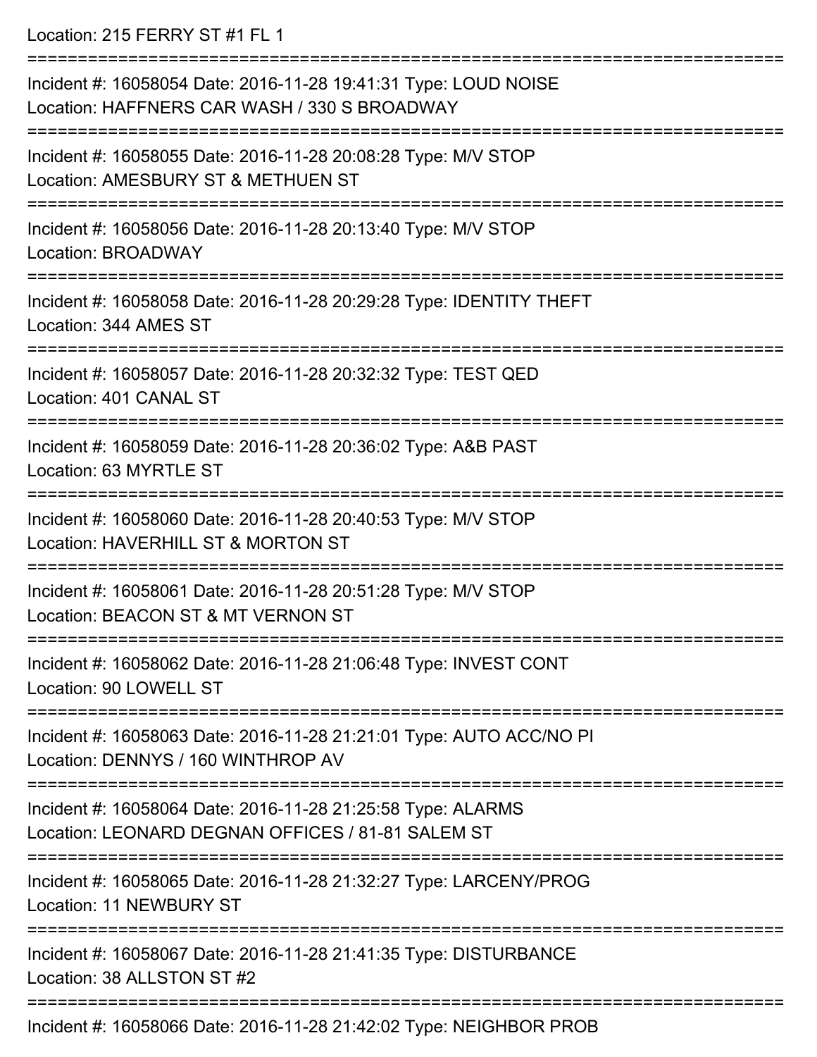Location: 215 FERRY ST #1 FL 1

===========================================================================

Incident #: 16058054 Date: 2016-11-28 19:41:31 Type: LOUD NOISE
Location: HAFFNERS CAR WASH / 330 S BROADWAY

===========================================================================

Incident #: 16058055 Date: 2016-11-28 20:08:28 Type: M/V STOP
Location: AMESBURY ST & METHUEN ST

===========================================================================

Incident #: 16058056 Date: 2016-11-28 20:13:40 Type: M/V STOP
Location: BROADWAY

===========================================================================

Incident #: 16058058 Date: 2016-11-28 20:29:28 Type: IDENTITY THEFT
Location: 344 AMES ST

===========================================================================

Incident #: 16058057 Date: 2016-11-28 20:32:32 Type: TEST QED
Location: 401 CANAL ST

===========================================================================

Incident #: 16058059 Date: 2016-11-28 20:36:02 Type: A&B PAST
Location: 63 MYRTLE ST

===========================================================================

Incident #: 16058060 Date: 2016-11-28 20:40:53 Type: M/V STOP
Location: HAVERHILL ST & MORTON ST

===========================================================================

Incident #: 16058061 Date: 2016-11-28 20:51:28 Type: M/V STOP
Location: BEACON ST & MT VERNON ST

===========================================================================

Incident #: 16058062 Date: 2016-11-28 21:06:48 Type: INVEST CONT
Location: 90 LOWELL ST

===========================================================================

Incident #: 16058063 Date: 2016-11-28 21:21:01 Type: AUTO ACC/NO PI
Location: DENNYS / 160 WINTHROP AV

===========================================================================

Incident #: 16058064 Date: 2016-11-28 21:25:58 Type: ALARMS
Location: LEONARD DEGNAN OFFICES / 81-81 SALEM ST

===========================================================================

Incident #: 16058065 Date: 2016-11-28 21:32:27 Type: LARCENY/PROG
Location: 11 NEWBURY ST

===========================================================================

Incident #: 16058067 Date: 2016-11-28 21:41:35 Type: DISTURBANCE
Location: 38 ALLSTON ST #2

===========================================================================

Incident #: 16058066 Date: 2016-11-28 21:42:02 Type: NEIGHBOR PROB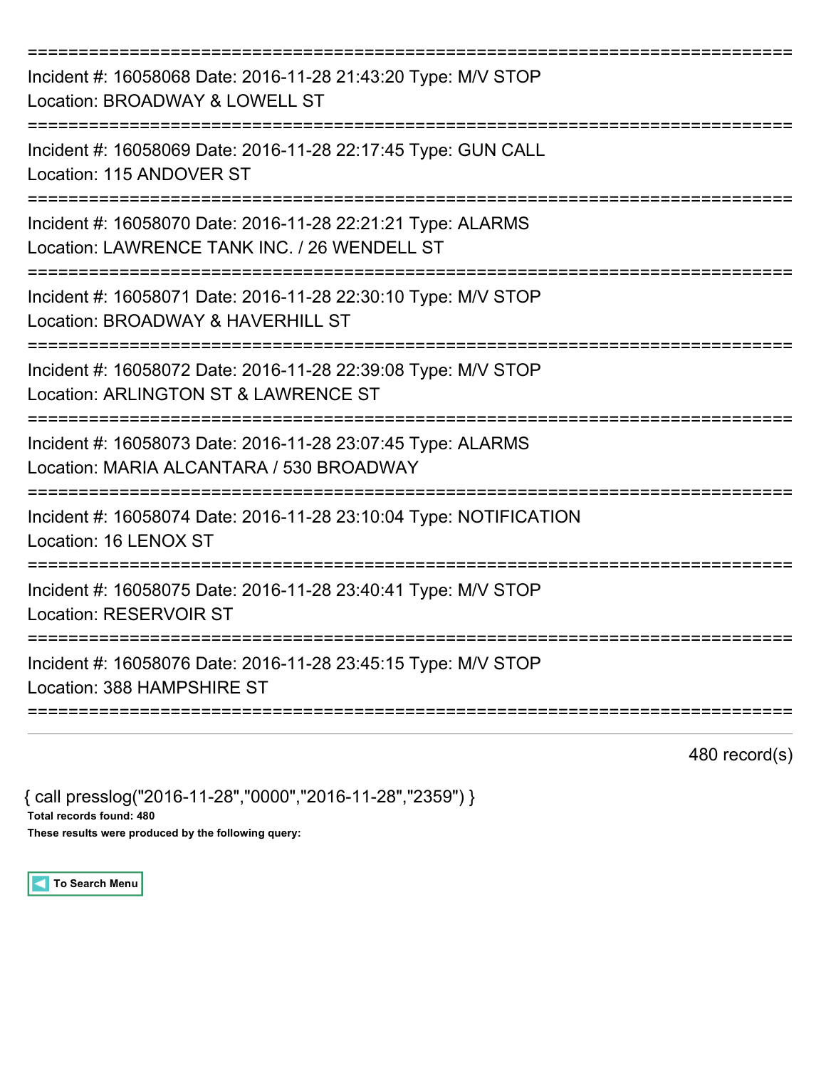===========================================================================
Incident #: 16058068 Date: 2016-11-28 21:43:20 Type: M/V STOP
Location: BROADWAY & LOWELL ST
===========================================================================
Incident #: 16058069 Date: 2016-11-28 22:17:45 Type: GUN CALL
Location: 115 ANDOVER ST
===========================================================================
Incident #: 16058070 Date: 2016-11-28 22:21:21 Type: ALARMS
Location: LAWRENCE TANK INC. / 26 WENDELL ST
===========================================================================
Incident #: 16058071 Date: 2016-11-28 22:30:10 Type: M/V STOP
Location: BROADWAY & HAVERHILL ST
===========================================================================
Incident #: 16058072 Date: 2016-11-28 22:39:08 Type: M/V STOP
Location: ARLINGTON ST & LAWRENCE ST
===========================================================================
Incident #: 16058073 Date: 2016-11-28 23:07:45 Type: ALARMS
Location: MARIA ALCANTARA / 530 BROADWAY
===========================================================================
Incident #: 16058074 Date: 2016-11-28 23:10:04 Type: NOTIFICATION
Location: 16 LENOX ST
===========================================================================
Incident #: 16058075 Date: 2016-11-28 23:40:41 Type: M/V STOP
Location: RESERVOIR ST
===========================================================================
Incident #: 16058076 Date: 2016-11-28 23:45:15 Type: M/V STOP
Location: 388 HAMPSHIRE ST
===========================================================================

480 record(s)

{ call presslog("2016-11-28","0000","2016-11-28","2359") }

**Total records found: 480**

**These results were produced by the following query:**

To Search Menu